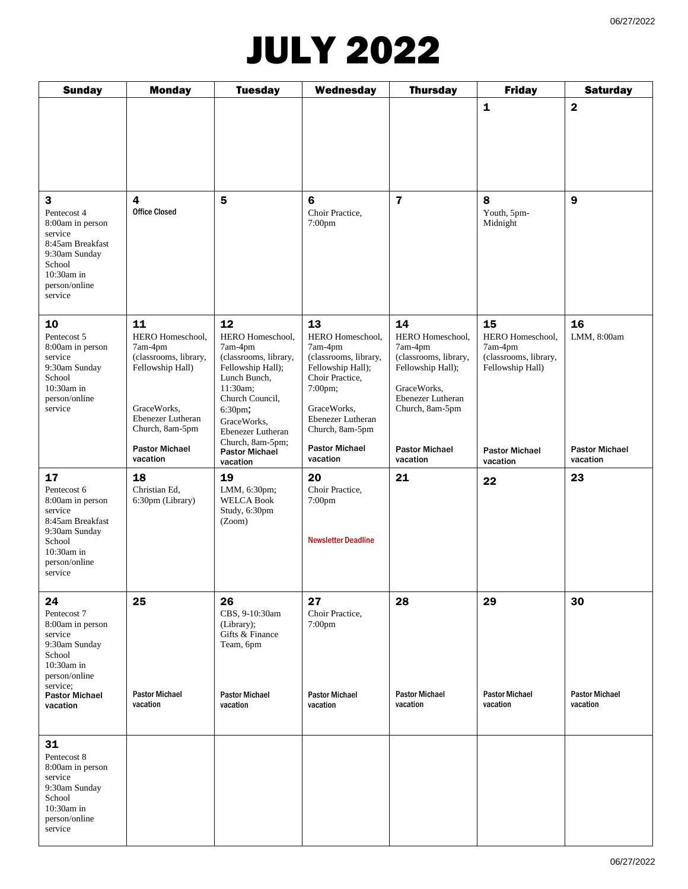# JULY 2022

| Sunday | Monday | Tuesday | Wednesday | Thursday | Friday | Saturday |
|---|---|---|---|---|---|---|
| | | | | | **1** | **2** |
| **3**<br>Pentecost 4<br>8:00am in person service<br>8:45am Breakfast<br>9:30am Sunday School<br>10:30am in person/online service | **4**<br>**Office Closed** | **5** | **6**<br>Choir Practice, 7:00pm | **7** | **8**<br>Youth, 5pm-Midnight | **9** |
| **10**<br>Pentecost 5<br>8:00am in person service<br>9:30am Sunday School<br>10:30am in person/online service | **11**<br>HERO Homeschool, 7am-4pm (classrooms, library, Fellowship Hall)<br>GraceWorks, Ebenezer Lutheran Church, 8am-5pm<br>**Pastor Michael vacation** | **12**<br>HERO Homeschool, 7am-4pm (classrooms, library, Fellowship Hall);<br>Lunch Bunch, 11:30am;<br>Church Council, 6:30pm;<br>GraceWorks, Ebenezer Lutheran Church, 8am-5pm;<br>**Pastor Michael vacation** | **13**<br>HERO Homeschool, 7am-4pm (classrooms, library, Fellowship Hall);<br>Choir Practice, 7:00pm;<br>GraceWorks, Ebenezer Lutheran Church, 8am-5pm<br>**Pastor Michael vacation** | **14**<br>HERO Homeschool, 7am-4pm (classrooms, library, Fellowship Hall);<br>GraceWorks, Ebenezer Lutheran Church, 8am-5pm<br>**Pastor Michael vacation** | **15**<br>HERO Homeschool, 7am-4pm (classrooms, library, Fellowship Hall)<br>**Pastor Michael vacation** | **16**<br>LMM, 8:00am<br>**Pastor Michael vacation** |
| **17**<br>Pentecost 6<br>8:00am in person service<br>8:45am Breakfast<br>9:30am Sunday School<br>10:30am in person/online service | **18**<br>Christian Ed, 6:30pm (Library) | **19**<br>LMM, 6:30pm;<br>WELCA Book Study, 6:30pm (Zoom) | **20**<br>Choir Practice, 7:00pm<br>**Newsletter Deadline** | **21** | **22** | **23** |
| **24**<br>Pentecost 7<br>8:00am in person service<br>9:30am Sunday School<br>10:30am in person/online service;<br>**Pastor Michael vacation** | **25**<br>**Pastor Michael vacation** | **26**<br>CBS, 9-10:30am (Library);<br>Gifts & Finance Team, 6pm<br>**Pastor Michael vacation** | **27**<br>Choir Practice, 7:00pm<br>**Pastor Michael vacation** | **28**<br>**Pastor Michael vacation** | **29**<br>**Pastor Michael vacation** | **30**<br>**Pastor Michael vacation** |
| **31**<br>Pentecost 8<br>8:00am in person service<br>9:30am Sunday School<br>10:30am in person/online service | | | | | | |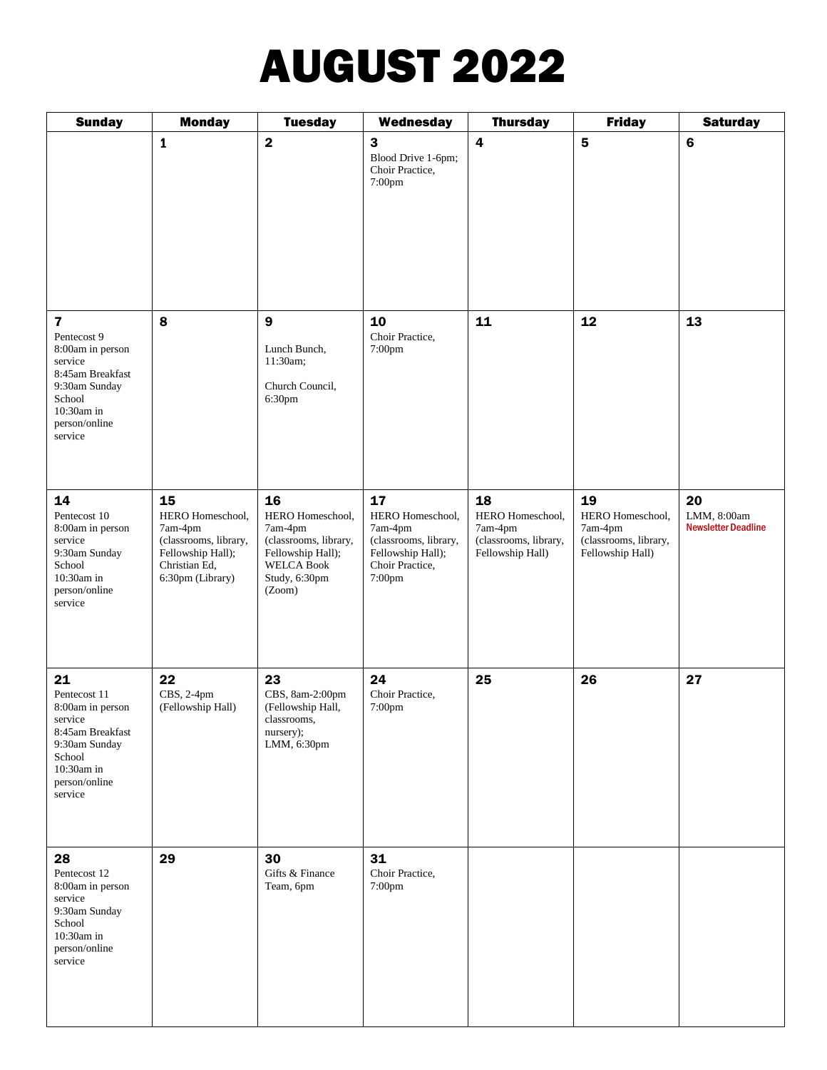# AUGUST 2022

| Sunday | Monday | Tuesday | Wednesday | Thursday | Friday | Saturday |
|---|---|---|---|---|---|---|
| | **1** | **2** | **3** Blood Drive 1-6pm; Choir Practice, 7:00pm | **4** | **5** | **6** |
| **7** Pentecost 9 8:00am in person service 8:45am Breakfast 9:30am Sunday School 10:30am in person/online service | **8** | **9** Lunch Bunch, 11:30am; Church Council, 6:30pm | **10** Choir Practice, 7:00pm | **11** | **12** | **13** |
| **14** Pentecost 10 8:00am in person service 9:30am Sunday School 10:30am in person/online service | **15** HERO Homeschool, 7am-4pm (classrooms, library, Fellowship Hall); Christian Ed, 6:30pm (Library) | **16** HERO Homeschool, 7am-4pm (classrooms, library, Fellowship Hall); WELCA Book Study, 6:30pm (Zoom) | **17** HERO Homeschool, 7am-4pm (classrooms, library, Fellowship Hall); Choir Practice, 7:00pm | **18** HERO Homeschool, 7am-4pm (classrooms, library, Fellowship Hall) | **19** HERO Homeschool, 7am-4pm (classrooms, library, Fellowship Hall) | **20** LMM, 8:00am **Newsletter Deadline** |
| **21** Pentecost 11 8:00am in person service 8:45am Breakfast 9:30am Sunday School 10:30am in person/online service | **22** CBS, 2-4pm (Fellowship Hall) | **23** CBS, 8am-2:00pm (Fellowship Hall, classrooms, nursery); LMM, 6:30pm | **24** Choir Practice, 7:00pm | **25** | **26** | **27** |
| **28** Pentecost 12 8:00am in person service 9:30am Sunday School 10:30am in person/online service | **29** | **30** Gifts & Finance Team, 6pm | **31** Choir Practice, 7:00pm | | | |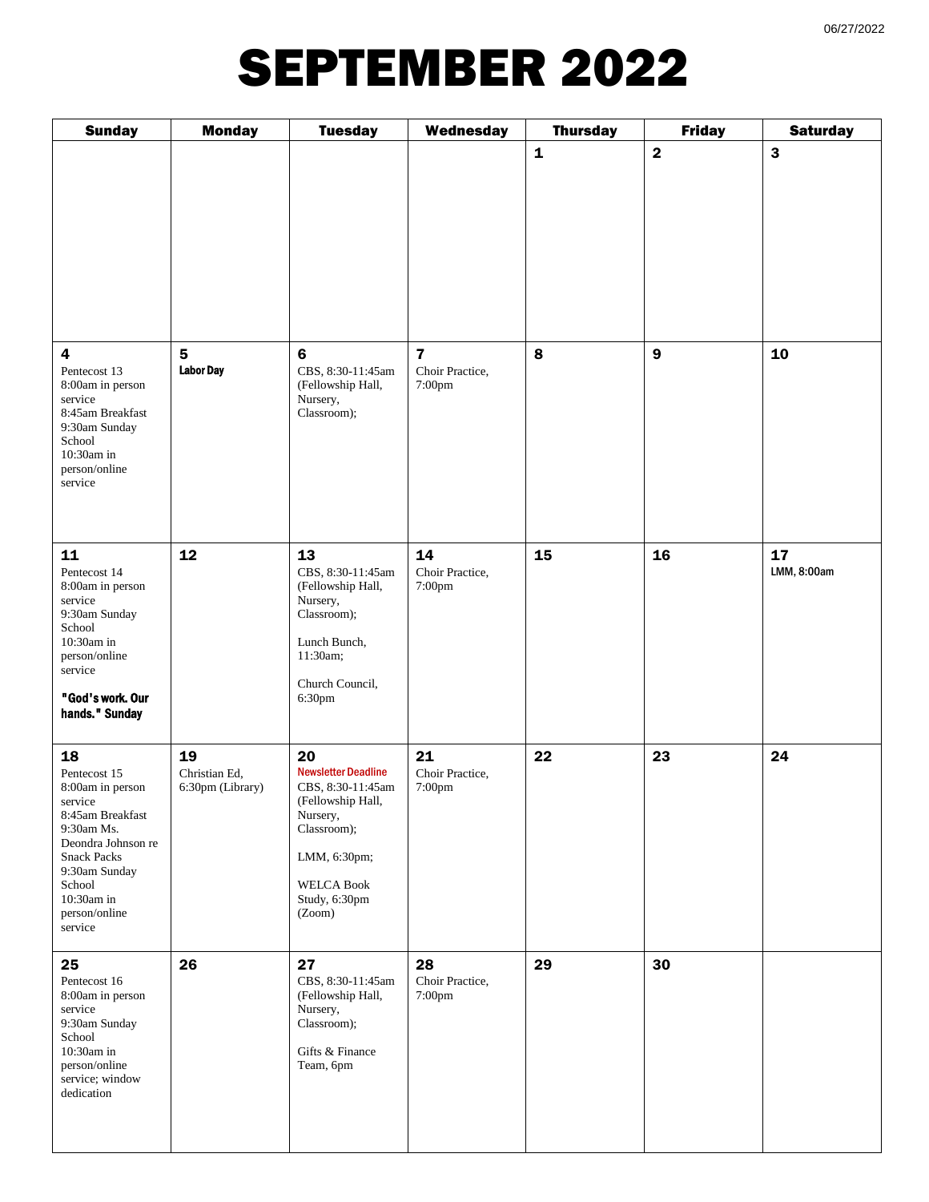# SEPTEMBER 2022

| Sunday | Monday | Tuesday | Wednesday | Thursday | Friday | Saturday |
|---|---|---|---|---|---|---|
| | | | | **1** | **2** | **3** |
| **4**<br>Pentecost 13<br>8:00am in person service<br>8:45am Breakfast<br>9:30am Sunday School<br>10:30am in person/online service | **5**<br>**Labor Day** | **6**<br>CBS, 8:30-11:45am (Fellowship Hall, Nursery, Classroom); | **7**<br>Choir Practice, 7:00pm | **8** | **9** | **10** |
| **11**<br>Pentecost 14<br>8:00am in person service<br>9:30am Sunday School<br>10:30am in person/online service<br><br>**"God's work. Our hands." Sunday** | **12** | **13**<br>CBS, 8:30-11:45am (Fellowship Hall, Nursery, Classroom);<br><br>Lunch Bunch, 11:30am;<br><br>Church Council, 6:30pm | **14**<br>Choir Practice, 7:00pm | **15** | **16** | **17**<br>LMM, 8:00am |
| **18**<br>Pentecost 15<br>8:00am in person service<br>8:45am Breakfast<br>9:30am Ms. Deondra Johnson re Snack Packs<br>9:30am Sunday School<br>10:30am in person/online service | **19**<br>Christian Ed, 6:30pm (Library) | **20**<br>**Newsletter Deadline**<br>CBS, 8:30-11:45am (Fellowship Hall, Nursery, Classroom);<br><br>LMM, 6:30pm;<br><br>WELCA Book Study, 6:30pm (Zoom) | **21**<br>Choir Practice, 7:00pm | **22** | **23** | **24** |
| **25**<br>Pentecost 16<br>8:00am in person service<br>9:30am Sunday School<br>10:30am in person/online service; window dedication | **26** | **27**<br>CBS, 8:30-11:45am (Fellowship Hall, Nursery, Classroom);<br><br>Gifts & Finance Team, 6pm | **28**<br>Choir Practice, 7:00pm | **29** | **30** | |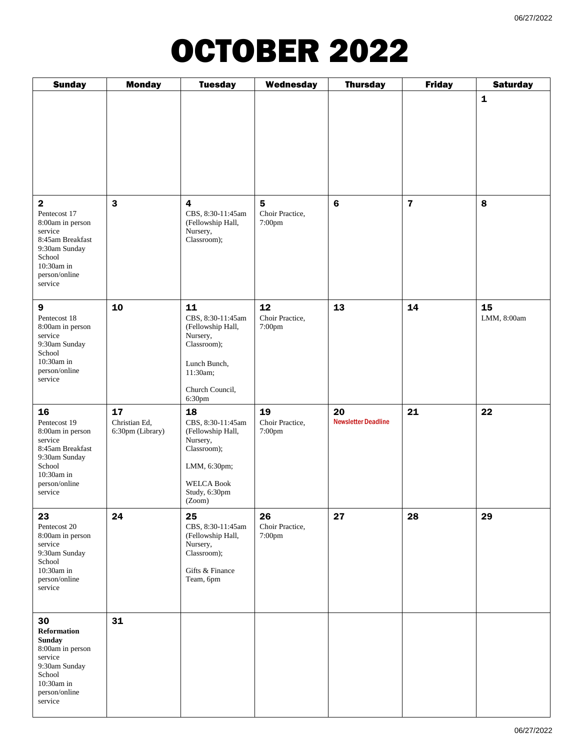# OCTOBER 2022

| Sunday | Monday | Tuesday | Wednesday | Thursday | Friday | Saturday |
|---|---|---|---|---|---|---|
| | | | | | | **1** |
| **2**<br>Pentecost 17<br>8:00am in person service<br>8:45am Breakfast<br>9:30am Sunday School<br>10:30am in person/online service | **3** | **4**<br>CBS, 8:30-11:45am (Fellowship Hall, Nursery, Classroom); | **5**<br>Choir Practice, 7:00pm | **6** | **7** | **8** |
| **9**<br>Pentecost 18<br>8:00am in person service<br>9:30am Sunday School<br>10:30am in person/online service | **10** | **11**<br>CBS, 8:30-11:45am (Fellowship Hall, Nursery, Classroom);<br><br>Lunch Bunch, 11:30am;<br><br>Church Council, 6:30pm | **12**<br>Choir Practice, 7:00pm | **13** | **14** | **15**<br>LMM, 8:00am |
| **16**<br>Pentecost 19<br>8:00am in person service<br>8:45am Breakfast<br>9:30am Sunday School<br>10:30am in person/online service | **17**<br>Christian Ed, 6:30pm (Library) | **18**<br>CBS, 8:30-11:45am (Fellowship Hall, Nursery, Classroom);<br><br>LMM, 6:30pm;<br><br>WELCA Book Study, 6:30pm (Zoom) | **19**<br>Choir Practice, 7:00pm | **20**<br>Newsletter Deadline | **21** | **22** |
| **23**<br>Pentecost 20<br>8:00am in person service<br>9:30am Sunday School<br>10:30am in person/online service | **24** | **25**<br>CBS, 8:30-11:45am (Fellowship Hall, Nursery, Classroom);<br><br>Gifts & Finance Team, 6pm | **26**<br>Choir Practice, 7:00pm | **27** | **28** | **29** |
| **30**<br>**Reformation Sunday**<br>8:00am in person service<br>9:30am Sunday School<br>10:30am in person/online service | **31** | | | | | |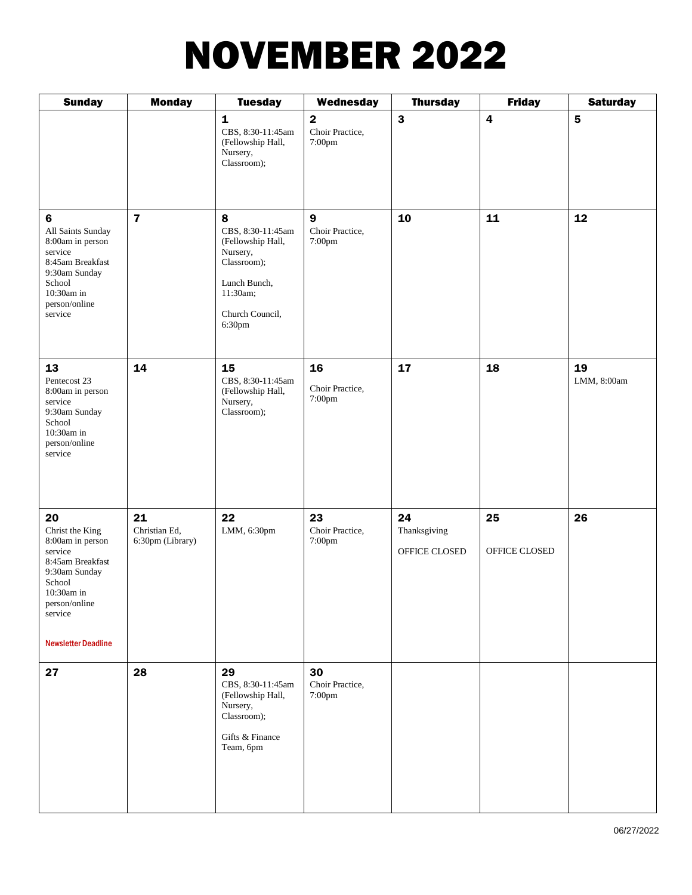# NOVEMBER 2022

| Sunday | Monday | Tuesday | Wednesday | Thursday | Friday | Saturday |
|---|---|---|---|---|---|---|
| | | **1** CBS, 8:30-11:45am (Fellowship Hall, Nursery, Classroom); | **2** Choir Practice, 7:00pm | **3** | **4** | **5** |
| **6** All Saints Sunday 8:00am in person service 8:45am Breakfast 9:30am Sunday School 10:30am in person/online service | **7** | **8** CBS, 8:30-11:45am (Fellowship Hall, Nursery, Classroom); Lunch Bunch, 11:30am; Church Council, 6:30pm | **9** Choir Practice, 7:00pm | **10** | **11** | **12** |
| **13** Pentecost 23 8:00am in person service 9:30am Sunday School 10:30am in person/online service | **14** | **15** CBS, 8:30-11:45am (Fellowship Hall, Nursery, Classroom); | **16** Choir Practice, 7:00pm | **17** | **18** | **19** LMM, 8:00am |
| **20** Christ the King 8:00am in person service 8:45am Breakfast 9:30am Sunday School 10:30am in person/online service Newsletter Deadline | **21** Christian Ed, 6:30pm (Library) | **22** LMM, 6:30pm | **23** Choir Practice, 7:00pm | **24** Thanksgiving OFFICE CLOSED | **25** OFFICE CLOSED | **26** |
| **27** | **28** | **29** CBS, 8:30-11:45am (Fellowship Hall, Nursery, Classroom); Gifts & Finance Team, 6pm | **30** Choir Practice, 7:00pm | | | |

06/27/2022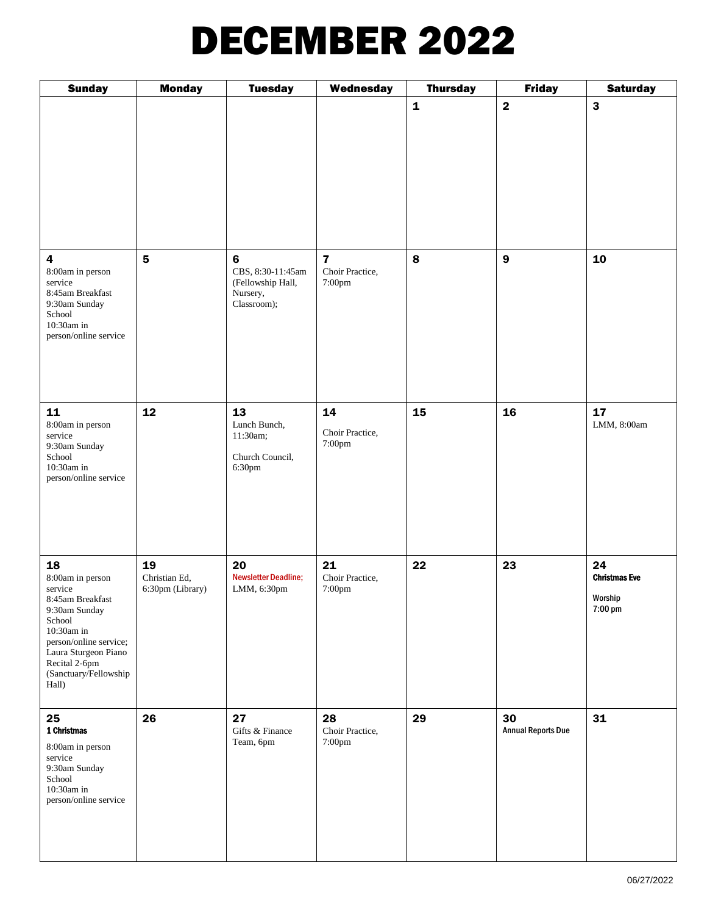# DECEMBER 2022

| Sunday | Monday | Tuesday | Wednesday | Thursday | Friday | Saturday |
|---|---|---|---|---|---|---|
| | | | | **1** | **2** | **3** |
| **4**<br>8:00am in person service<br>8:45am Breakfast<br>9:30am Sunday School<br>10:30am in person/online service | **5** | **6**<br>CBS, 8:30-11:45am (Fellowship Hall, Nursery, Classroom); | **7**<br>Choir Practice, 7:00pm | **8** | **9** | **10** |
| **11**<br>8:00am in person service<br>9:30am Sunday School<br>10:30am in person/online service | **12** | **13**<br>Lunch Bunch, 11:30am;<br>Church Council, 6:30pm | **14**<br>Choir Practice, 7:00pm | **15** | **16** | **17**<br>LMM, 8:00am |
| **18**<br>8:00am in person service<br>8:45am Breakfast<br>9:30am Sunday School<br>10:30am in person/online service;<br>Laura Sturgeon Piano Recital 2-6pm (Sanctuary/Fellowship Hall) | **19**<br>Christian Ed, 6:30pm (Library) | **20**<br>Newsletter Deadline;<br>LMM, 6:30pm | **21**<br>Choir Practice, 7:00pm | **22** | **23** | **24**<br>**Christmas Eve**<br>**Worship**<br>**7:00 pm** |
| **25**<br>**1 Christmas**<br>8:00am in person service<br>9:30am Sunday School<br>10:30am in person/online service | **26** | **27**<br>Gifts & Finance Team, 6pm | **28**<br>Choir Practice, 7:00pm | **29** | **30**<br>**Annual Reports Due** | **31** |

06/27/2022